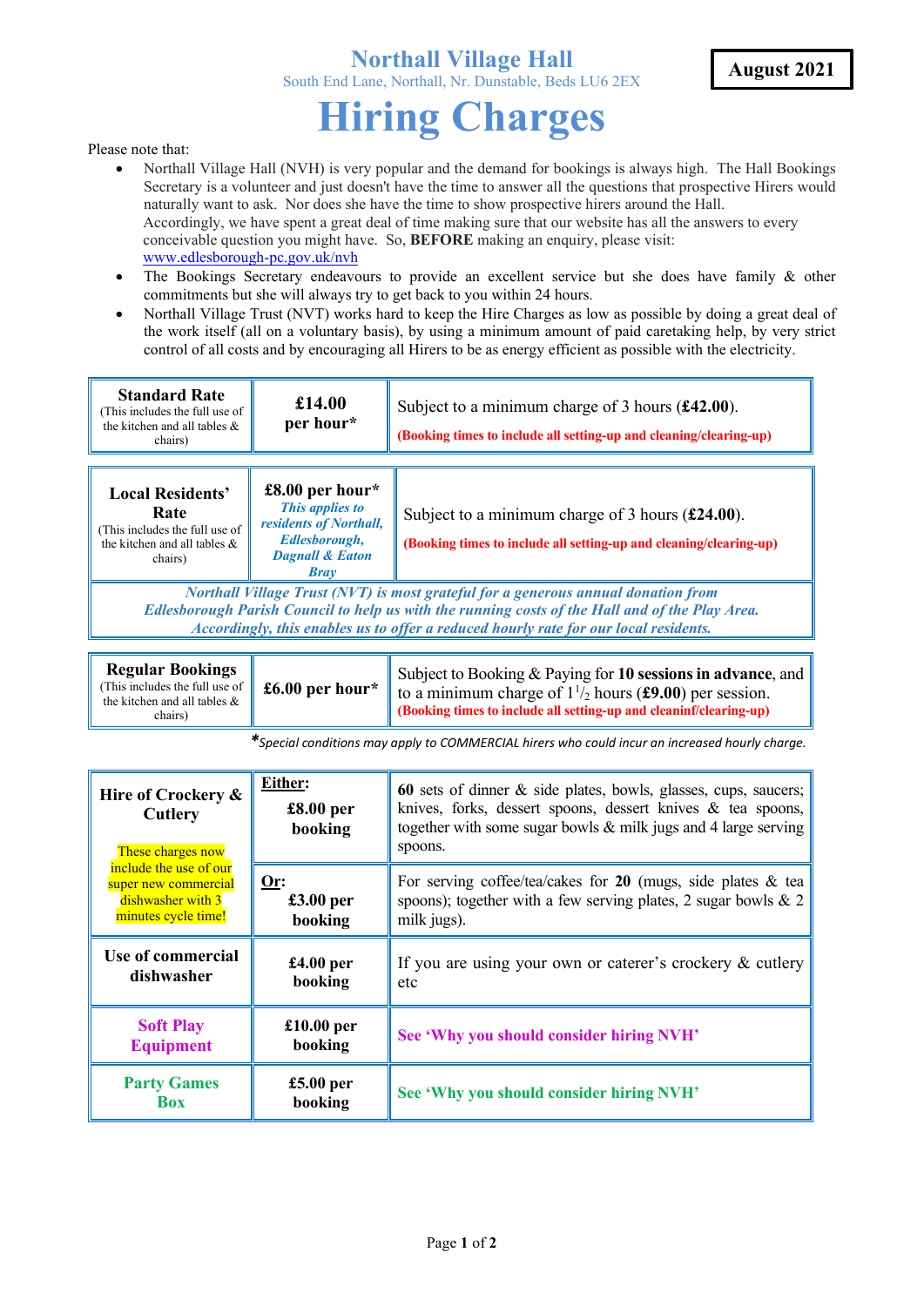# Northall Village Hall

South End Lane, Northall, Nr. Dunstable, Beds LU6 2EX

**August 2021**

# Hiring Charges

Please note that:

- Northall Village Hall (NVH) is very popular and the demand for bookings is always high. The Hall Bookings Secretary is a volunteer and just doesn't have the time to answer all the questions that prospective Hirers would naturally want to ask. Nor does she have the time to show prospective hirers around the Hall. Accordingly, we have spent a great deal of time making sure that our website has all the answers to every conceivable question you might have. So, **BEFORE** making an enquiry, please visit: www.edlesborough-pc.gov.uk/nvh
- The Bookings Secretary endeavours to provide an excellent service but she does have family & other commitments but she will always try to get back to you within 24 hours.
- Northall Village Trust (NVT) works hard to keep the Hire Charges as low as possible by doing a great deal of the work itself (all on a voluntary basis), by using a minimum amount of paid caretaking help, by very strict control of all costs and by encouraging all Hirers to be as energy efficient as possible with the electricity.

| **Standard Rate** (This includes the full use of the kitchen and all tables & chairs) | **£14.00 per hour*** | Subject to a minimum charge of 3 hours (**£42.00**). **(Booking times to include all setting-up and cleaning/clearing-up)** |
|---|---|---|

| **Local Residents' Rate** (This includes the full use of the kitchen and all tables & chairs) | **£8.00 per hour*** ***This applies to residents of Northall, Edlesborough, Dagnall & Eaton Bray*** | Subject to a minimum charge of 3 hours (**£24.00**). **(Booking times to include all setting-up and cleaning/clearing-up)** |
|---|---|---|
| ***Northall Village Trust (NVT) is most grateful for a generous annual donation from Edlesborough Parish Council to help us with the running costs of the Hall and of the Play Area. Accordingly, this enables us to offer a reduced hourly rate for our local residents.*** | | |

| **Regular Bookings** (This includes the full use of the kitchen and all tables & chairs) | **£6.00 per hour*** | Subject to Booking & Paying for **10 sessions in advance**, and to a minimum charge of $1^1/_2$ hours (**£9.00**) per session. **(Booking times to include all setting-up and cleaninf/clearing-up)** |
|---|---|---|

**\****Special conditions may apply to COMMERCIAL hirers who could incur an increased hourly charge.*

| **Hire of Crockery & Cutlery** These charges now include the use of our super new commercial dishwasher with 3 minutes cycle time! | **Either:** **£8.00 per booking** | **60** sets of dinner & side plates, bowls, glasses, cups, saucers; knives, forks, dessert spoons, dessert knives & tea spoons, together with some sugar bowls & milk jugs and 4 large serving spoons. |
|---|---|---|
| | **Or:** **£3.00 per booking** | For serving coffee/tea/cakes for **20** (mugs, side plates & tea spoons); together with a few serving plates, 2 sugar bowls & 2 milk jugs). |
| **Use of commercial dishwasher** | **£4.00 per booking** | If you are using your own or caterer's crockery & cutlery etc |
| **Soft Play Equipment** | **£10.00 per booking** | **See 'Why you should consider hiring NVH'** |
| **Party Games Box** | **£5.00 per booking** | **See 'Why you should consider hiring NVH'** |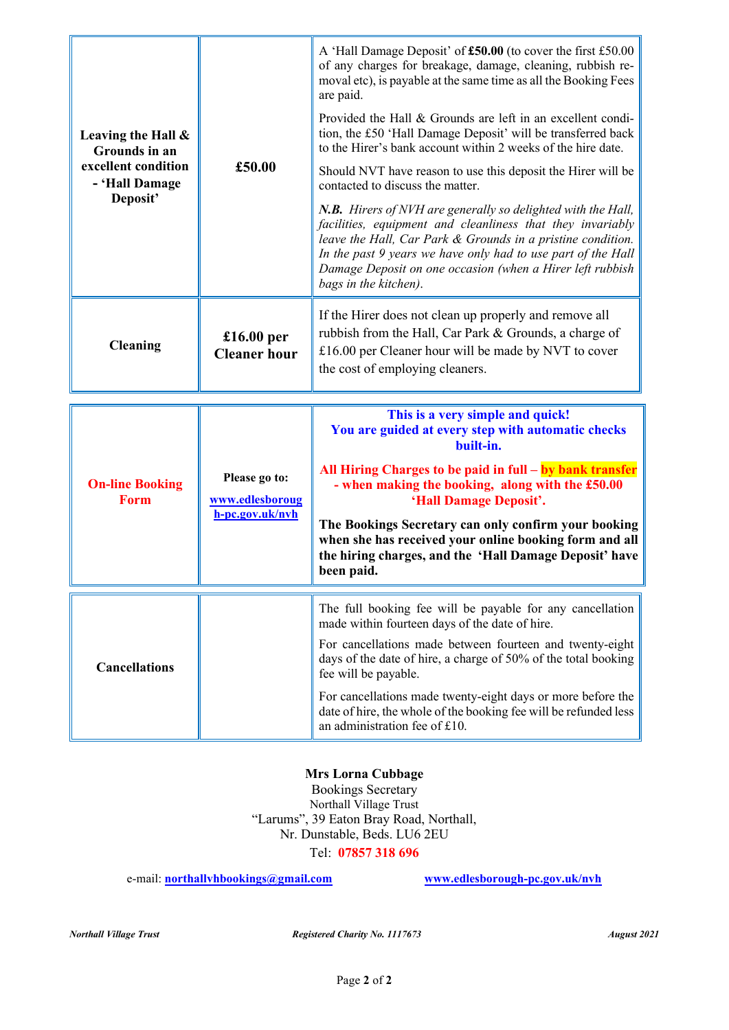| | | |
|---|---|---|
| **Leaving the Hall & Grounds in an excellent condition - 'Hall Damage Deposit'** | **£50.00** | A 'Hall Damage Deposit' of **£50.00** (to cover the first £50.00 of any charges for breakage, damage, cleaning, rubbish removal etc), is payable at the same time as all the Booking Fees are paid.<br><br>Provided the Hall & Grounds are left in an excellent condition, the £50 'Hall Damage Deposit' will be transferred back to the Hirer's bank account within 2 weeks of the hire date.<br><br>Should NVT have reason to use this deposit the Hirer will be contacted to discuss the matter.<br><br>***N.B.*** *Hirers of NVH are generally so delighted with the Hall, facilities, equipment and cleanliness that they invariably leave the Hall, Car Park & Grounds in a pristine condition. In the past 9 years we have only had to use part of the Hall Damage Deposit on one occasion (when a Hirer left rubbish bags in the kitchen).* |
| **Cleaning** | **£16.00 per Cleaner hour** | If the Hirer does not clean up properly and remove all rubbish from the Hall, Car Park & Grounds, a charge of £16.00 per Cleaner hour will be made by NVT to cover the cost of employing cleaners. |

| | | |
|---|---|---|
| **On-line Booking Form** | **Please go to:**<br>**www.edlesborough-pc.gov.uk/nvh** | **This is a very simple and quick! You are guided at every step with automatic checks built-in.**<br><br>**All Hiring Charges to be paid in full – by bank transfer - when making the booking, along with the £50.00 'Hall Damage Deposit'.**<br><br>**The Bookings Secretary can only confirm your booking when she has received your online booking form and all the hiring charges, and the 'Hall Damage Deposit' have been paid.** |

| | | |
|---|---|---|
| **Cancellations** | | The full booking fee will be payable for any cancellation made within fourteen days of the date of hire.<br><br>For cancellations made between fourteen and twenty-eight days of the date of hire, a charge of 50% of the total booking fee will be payable.<br><br>For cancellations made twenty-eight days or more before the date of hire, the whole of the booking fee will be refunded less an administration fee of £10. |

**Mrs Lorna Cubbage**
Bookings Secretary
Northall Village Trust
"Larums", 39 Eaton Bray Road, Northall,
Nr. Dunstable, Beds. LU6 2EU
Tel: **07857 318 696**

e-mail: **northallvhbookings@gmail.com** **www.edlesborough-pc.gov.uk/nvh**

***Northall Village Trust*** ***Registered Charity No. 1117673*** ***August 2021***